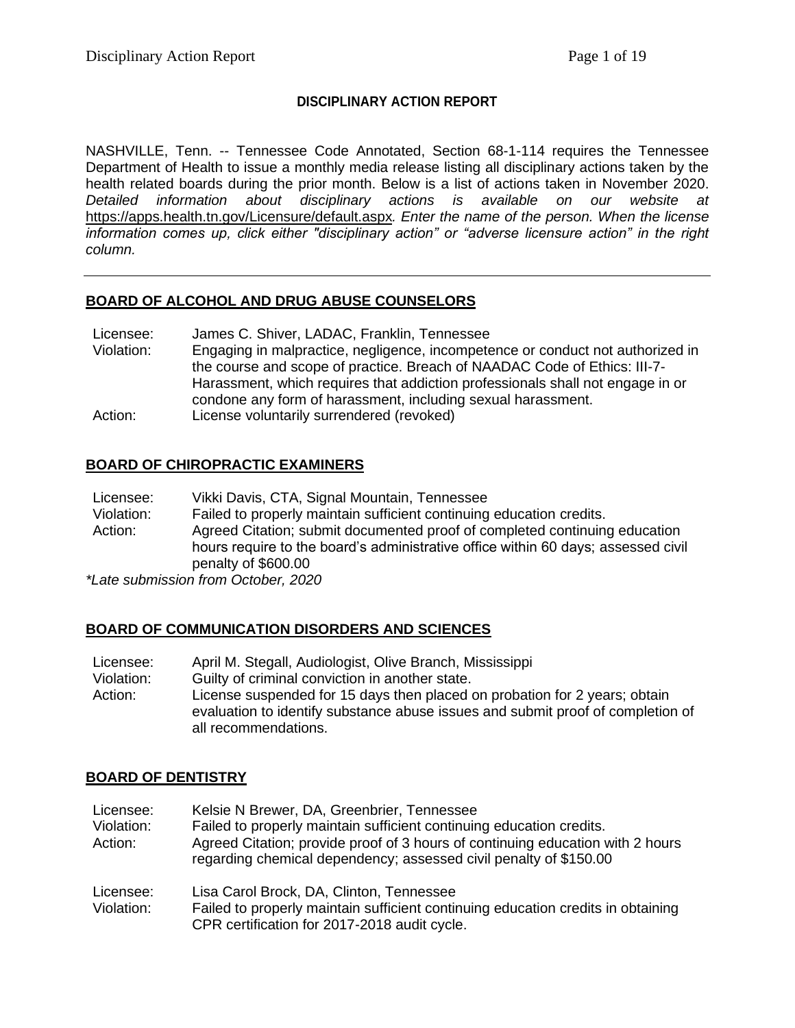**DISCIPLINARY ACTION REPORT**

NASHVILLE, Tenn. -- Tennessee Code Annotated, Section 68-1-114 requires the Tennessee Department of Health to issue a monthly media release listing all disciplinary actions taken by the health related boards during the prior month. Below is a list of actions taken in November 2020. *Detailed information about disciplinary actions is available on our website at* https://apps.health.tn.gov/Licensure/default.aspx*. Enter the name of the person. When the license information comes up, click either "disciplinary action" or "adverse licensure action" in the right column.*

---

## BOARD OF ALCOHOL AND DRUG ABUSE COUNSELORS

Licensee: James C. Shiver, LADAC, Franklin, Tennessee
Violation: Engaging in malpractice, negligence, incompetence or conduct not authorized in the course and scope of practice. Breach of NAADAC Code of Ethics: III-7-Harassment, which requires that addiction professionals shall not engage in or condone any form of harassment, including sexual harassment.
Action: License voluntarily surrendered (revoked)

## BOARD OF CHIROPRACTIC EXAMINERS

Licensee: Vikki Davis, CTA, Signal Mountain, Tennessee
Violation: Failed to properly maintain sufficient continuing education credits.
Action: Agreed Citation; submit documented proof of completed continuing education hours require to the board's administrative office within 60 days; assessed civil penalty of $600.00

*\*Late submission from October, 2020*

## BOARD OF COMMUNICATION DISORDERS AND SCIENCES

Licensee: April M. Stegall, Audiologist, Olive Branch, Mississippi
Violation: Guilty of criminal conviction in another state.
Action: License suspended for 15 days then placed on probation for 2 years; obtain evaluation to identify substance abuse issues and submit proof of completion of all recommendations.

## BOARD OF DENTISTRY

Licensee: Kelsie N Brewer, DA, Greenbrier, Tennessee
Violation: Failed to properly maintain sufficient continuing education credits.
Action: Agreed Citation; provide proof of 3 hours of continuing education with 2 hours regarding chemical dependency; assessed civil penalty of $150.00

Licensee: Lisa Carol Brock, DA, Clinton, Tennessee
Violation: Failed to properly maintain sufficient continuing education credits in obtaining CPR certification for 2017-2018 audit cycle.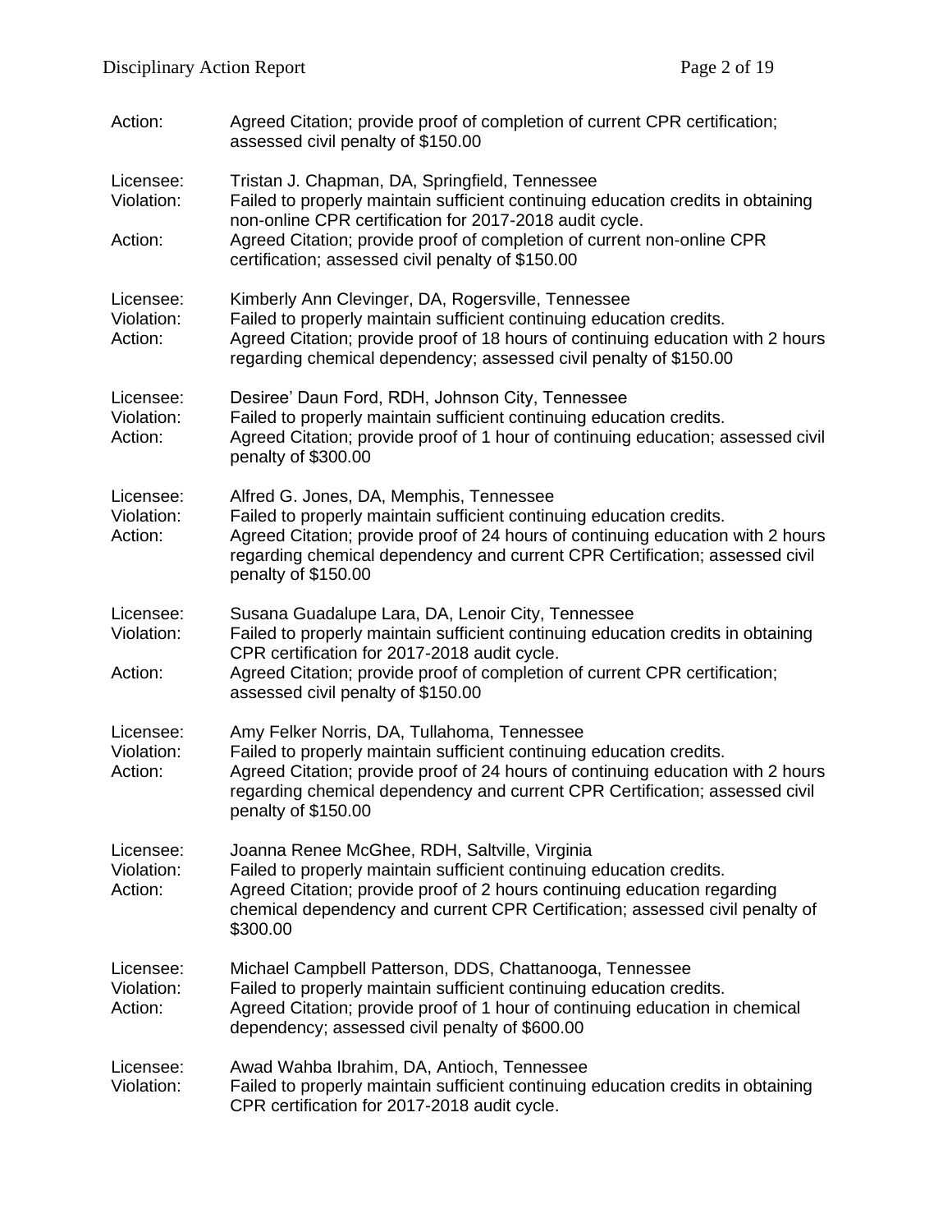Action: Agreed Citation; provide proof of completion of current CPR certification; assessed civil penalty of $150.00

Licensee: Tristan J. Chapman, DA, Springfield, Tennessee
Violation: Failed to properly maintain sufficient continuing education credits in obtaining non-online CPR certification for 2017-2018 audit cycle.
Action: Agreed Citation; provide proof of completion of current non-online CPR certification; assessed civil penalty of $150.00

Licensee: Kimberly Ann Clevinger, DA, Rogersville, Tennessee
Violation: Failed to properly maintain sufficient continuing education credits.
Action: Agreed Citation; provide proof of 18 hours of continuing education with 2 hours regarding chemical dependency; assessed civil penalty of $150.00

Licensee: Desiree' Daun Ford, RDH, Johnson City, Tennessee
Violation: Failed to properly maintain sufficient continuing education credits.
Action: Agreed Citation; provide proof of 1 hour of continuing education; assessed civil penalty of $300.00

Licensee: Alfred G. Jones, DA, Memphis, Tennessee
Violation: Failed to properly maintain sufficient continuing education credits.
Action: Agreed Citation; provide proof of 24 hours of continuing education with 2 hours regarding chemical dependency and current CPR Certification; assessed civil penalty of $150.00

Licensee: Susana Guadalupe Lara, DA, Lenoir City, Tennessee
Violation: Failed to properly maintain sufficient continuing education credits in obtaining CPR certification for 2017-2018 audit cycle.
Action: Agreed Citation; provide proof of completion of current CPR certification; assessed civil penalty of $150.00

Licensee: Amy Felker Norris, DA, Tullahoma, Tennessee
Violation: Failed to properly maintain sufficient continuing education credits.
Action: Agreed Citation; provide proof of 24 hours of continuing education with 2 hours regarding chemical dependency and current CPR Certification; assessed civil penalty of $150.00

Licensee: Joanna Renee McGhee, RDH, Saltville, Virginia
Violation: Failed to properly maintain sufficient continuing education credits.
Action: Agreed Citation; provide proof of 2 hours continuing education regarding chemical dependency and current CPR Certification; assessed civil penalty of $300.00

Licensee: Michael Campbell Patterson, DDS, Chattanooga, Tennessee
Violation: Failed to properly maintain sufficient continuing education credits.
Action: Agreed Citation; provide proof of 1 hour of continuing education in chemical dependency; assessed civil penalty of $600.00

Licensee: Awad Wahba Ibrahim, DA, Antioch, Tennessee
Violation: Failed to properly maintain sufficient continuing education credits in obtaining CPR certification for 2017-2018 audit cycle.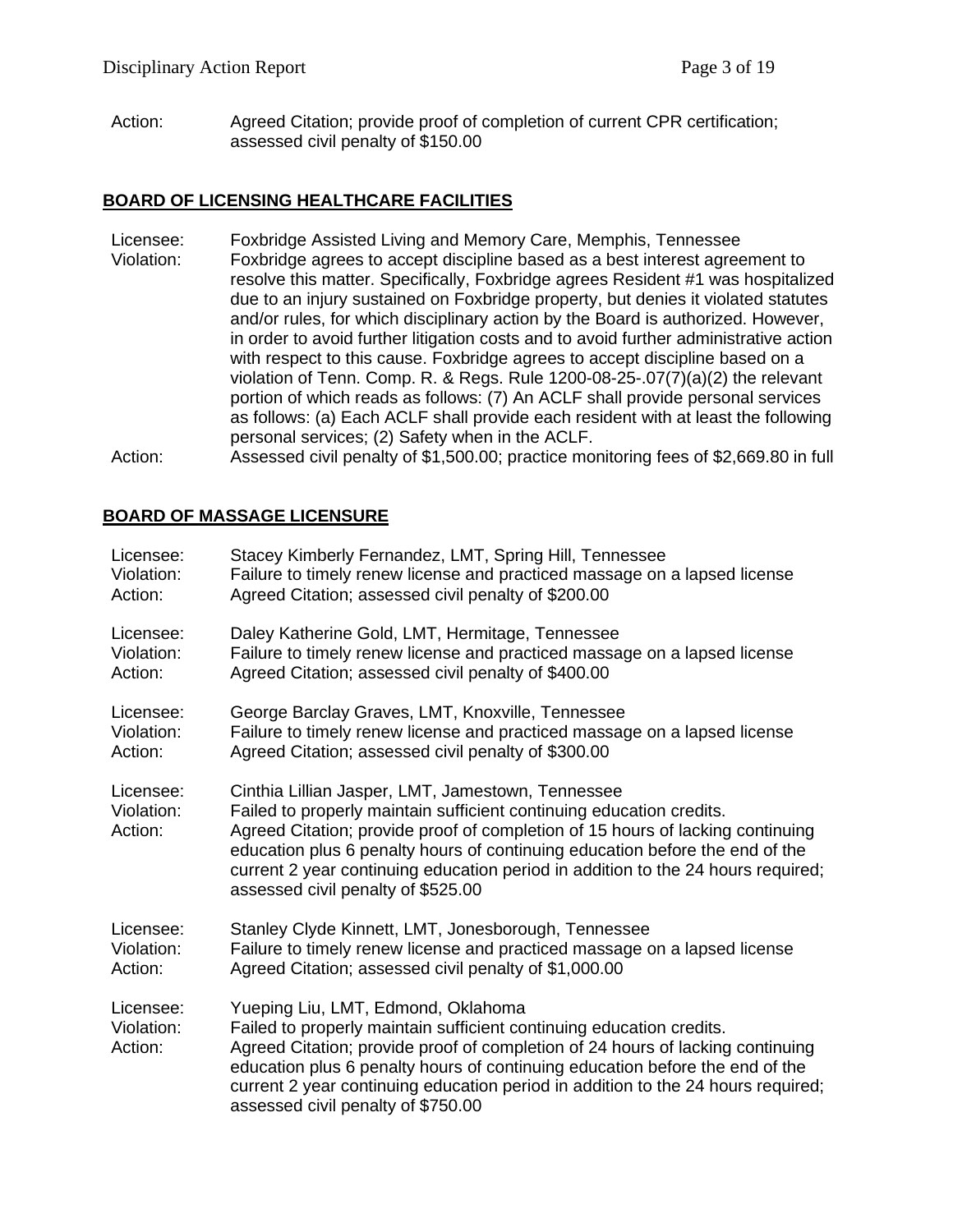Action: Agreed Citation; provide proof of completion of current CPR certification; assessed civil penalty of $150.00

## BOARD OF LICENSING HEALTHCARE FACILITIES

Licensee: Foxbridge Assisted Living and Memory Care, Memphis, Tennessee
Violation: Foxbridge agrees to accept discipline based as a best interest agreement to resolve this matter. Specifically, Foxbridge agrees Resident #1 was hospitalized due to an injury sustained on Foxbridge property, but denies it violated statutes and/or rules, for which disciplinary action by the Board is authorized. However, in order to avoid further litigation costs and to avoid further administrative action with respect to this cause. Foxbridge agrees to accept discipline based on a violation of Tenn. Comp. R. & Regs. Rule 1200-08-25-.07(7)(a)(2) the relevant portion of which reads as follows: (7) An ACLF shall provide personal services as follows: (a) Each ACLF shall provide each resident with at least the following personal services; (2) Safety when in the ACLF.
Action: Assessed civil penalty of $1,500.00; practice monitoring fees of $2,669.80 in full

## BOARD OF MASSAGE LICENSURE

Licensee: Stacey Kimberly Fernandez, LMT, Spring Hill, Tennessee
Violation: Failure to timely renew license and practiced massage on a lapsed license
Action: Agreed Citation; assessed civil penalty of $200.00

Licensee: Daley Katherine Gold, LMT, Hermitage, Tennessee
Violation: Failure to timely renew license and practiced massage on a lapsed license
Action: Agreed Citation; assessed civil penalty of $400.00

Licensee: George Barclay Graves, LMT, Knoxville, Tennessee
Violation: Failure to timely renew license and practiced massage on a lapsed license
Action: Agreed Citation; assessed civil penalty of $300.00

Licensee: Cinthia Lillian Jasper, LMT, Jamestown, Tennessee
Violation: Failed to properly maintain sufficient continuing education credits.
Action: Agreed Citation; provide proof of completion of 15 hours of lacking continuing education plus 6 penalty hours of continuing education before the end of the current 2 year continuing education period in addition to the 24 hours required; assessed civil penalty of $525.00

Licensee: Stanley Clyde Kinnett, LMT, Jonesborough, Tennessee
Violation: Failure to timely renew license and practiced massage on a lapsed license
Action: Agreed Citation; assessed civil penalty of $1,000.00

Licensee: Yueping Liu, LMT, Edmond, Oklahoma
Violation: Failed to properly maintain sufficient continuing education credits.
Action: Agreed Citation; provide proof of completion of 24 hours of lacking continuing education plus 6 penalty hours of continuing education before the end of the current 2 year continuing education period in addition to the 24 hours required; assessed civil penalty of $750.00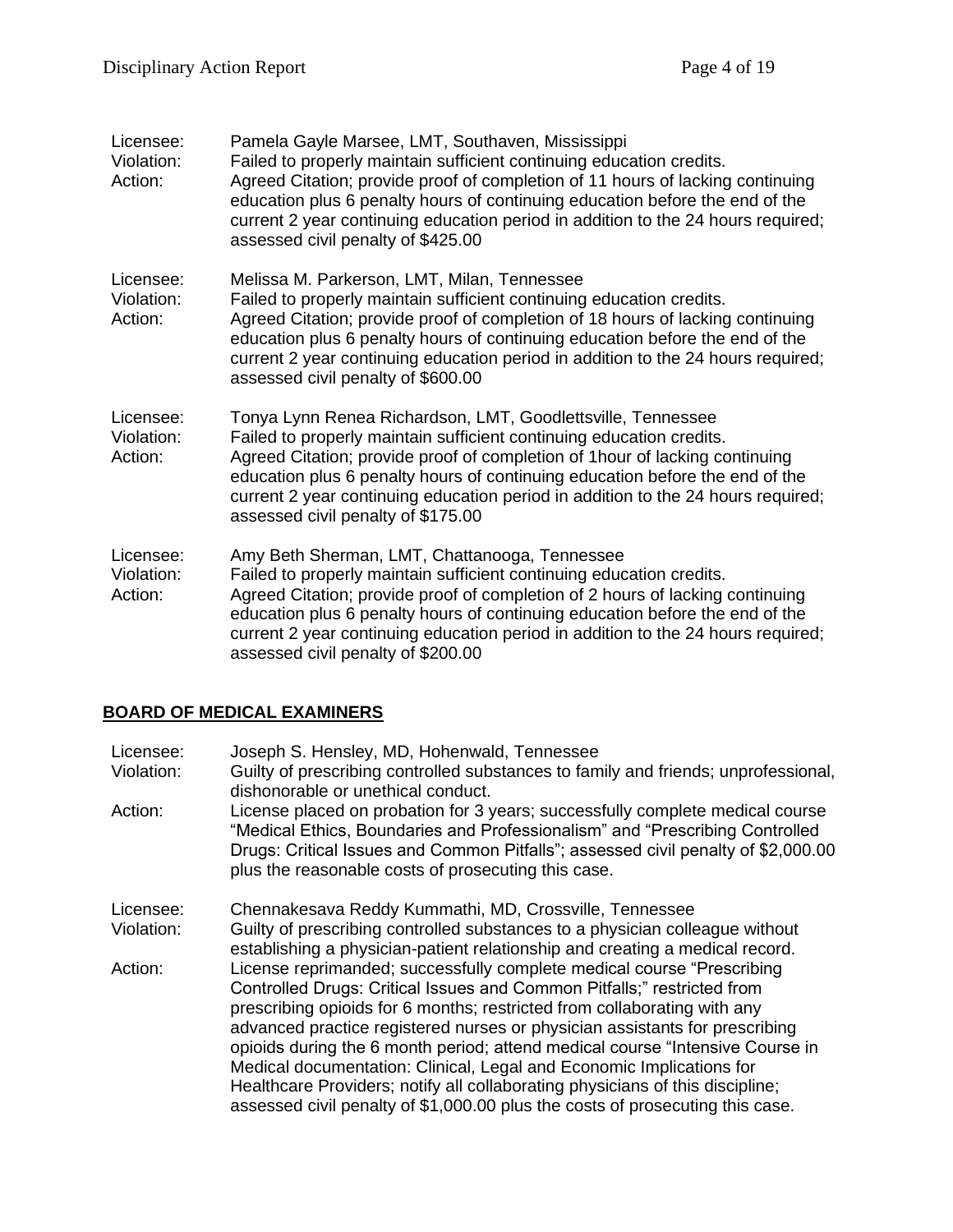Licensee: Pamela Gayle Marsee, LMT, Southaven, Mississippi
Violation: Failed to properly maintain sufficient continuing education credits.
Action: Agreed Citation; provide proof of completion of 11 hours of lacking continuing education plus 6 penalty hours of continuing education before the end of the current 2 year continuing education period in addition to the 24 hours required; assessed civil penalty of $425.00

Licensee: Melissa M. Parkerson, LMT, Milan, Tennessee
Violation: Failed to properly maintain sufficient continuing education credits.
Action: Agreed Citation; provide proof of completion of 18 hours of lacking continuing education plus 6 penalty hours of continuing education before the end of the current 2 year continuing education period in addition to the 24 hours required; assessed civil penalty of $600.00

Licensee: Tonya Lynn Renea Richardson, LMT, Goodlettsville, Tennessee
Violation: Failed to properly maintain sufficient continuing education credits.
Action: Agreed Citation; provide proof of completion of 1hour of lacking continuing education plus 6 penalty hours of continuing education before the end of the current 2 year continuing education period in addition to the 24 hours required; assessed civil penalty of $175.00

Licensee: Amy Beth Sherman, LMT, Chattanooga, Tennessee
Violation: Failed to properly maintain sufficient continuing education credits.
Action: Agreed Citation; provide proof of completion of 2 hours of lacking continuing education plus 6 penalty hours of continuing education before the end of the current 2 year continuing education period in addition to the 24 hours required; assessed civil penalty of $200.00

## BOARD OF MEDICAL EXAMINERS

Licensee: Joseph S. Hensley, MD, Hohenwald, Tennessee
Violation: Guilty of prescribing controlled substances to family and friends; unprofessional, dishonorable or unethical conduct.
Action: License placed on probation for 3 years; successfully complete medical course "Medical Ethics, Boundaries and Professionalism" and "Prescribing Controlled Drugs: Critical Issues and Common Pitfalls"; assessed civil penalty of $2,000.00 plus the reasonable costs of prosecuting this case.

Licensee: Chennakesava Reddy Kummathi, MD, Crossville, Tennessee
Violation: Guilty of prescribing controlled substances to a physician colleague without establishing a physician-patient relationship and creating a medical record.
Action: License reprimanded; successfully complete medical course "Prescribing Controlled Drugs: Critical Issues and Common Pitfalls;" restricted from prescribing opioids for 6 months; restricted from collaborating with any advanced practice registered nurses or physician assistants for prescribing opioids during the 6 month period; attend medical course "Intensive Course in Medical documentation: Clinical, Legal and Economic Implications for Healthcare Providers; notify all collaborating physicians of this discipline; assessed civil penalty of $1,000.00 plus the costs of prosecuting this case.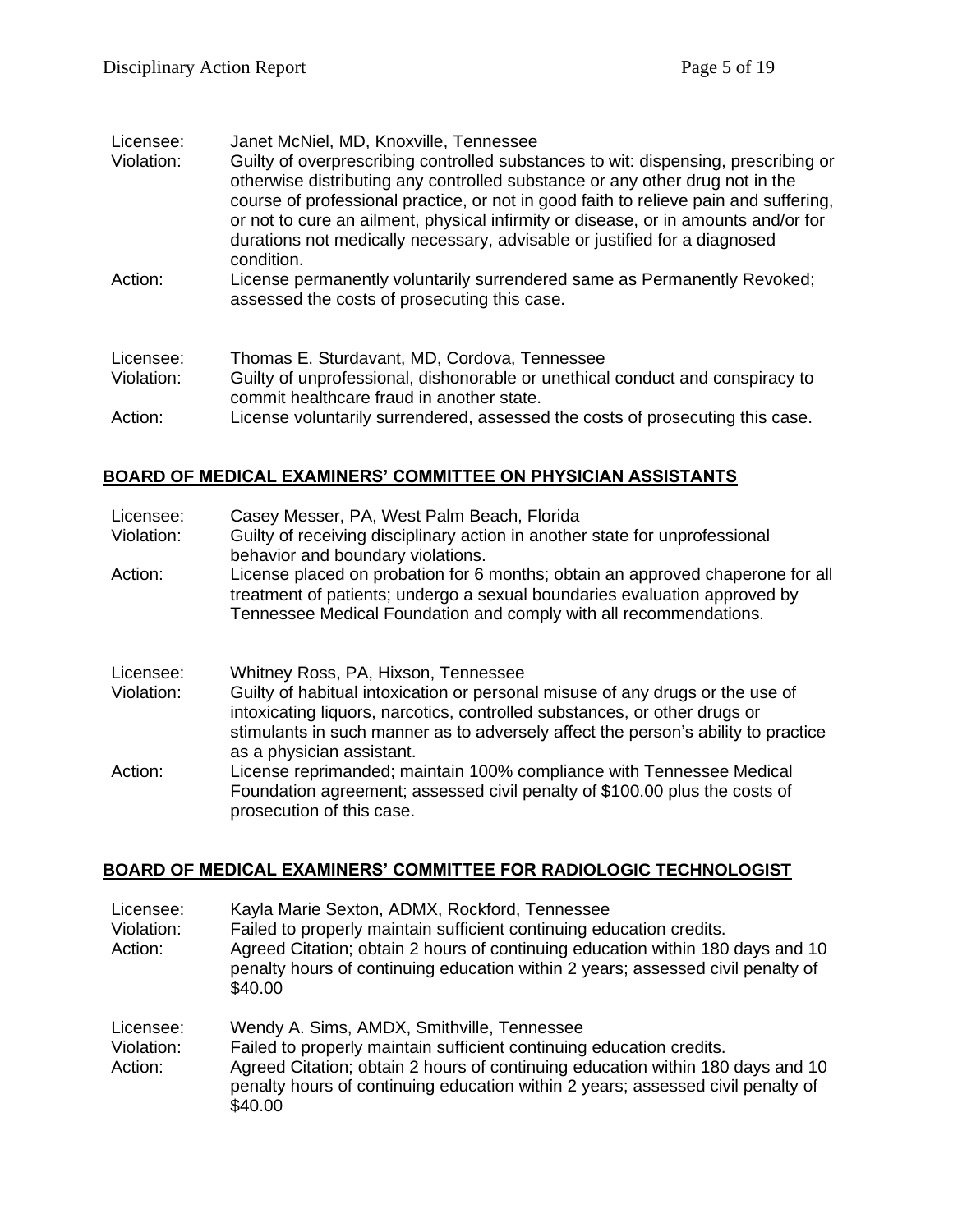Licensee: Janet McNiel, MD, Knoxville, Tennessee
Violation: Guilty of overprescribing controlled substances to wit: dispensing, prescribing or otherwise distributing any controlled substance or any other drug not in the course of professional practice, or not in good faith to relieve pain and suffering, or not to cure an ailment, physical infirmity or disease, or in amounts and/or for durations not medically necessary, advisable or justified for a diagnosed condition.
Action: License permanently voluntarily surrendered same as Permanently Revoked; assessed the costs of prosecuting this case.

Licensee: Thomas E. Sturdavant, MD, Cordova, Tennessee
Violation: Guilty of unprofessional, dishonorable or unethical conduct and conspiracy to commit healthcare fraud in another state.
Action: License voluntarily surrendered, assessed the costs of prosecuting this case.

## BOARD OF MEDICAL EXAMINERS' COMMITTEE ON PHYSICIAN ASSISTANTS

Licensee: Casey Messer, PA, West Palm Beach, Florida
Violation: Guilty of receiving disciplinary action in another state for unprofessional behavior and boundary violations.
Action: License placed on probation for 6 months; obtain an approved chaperone for all treatment of patients; undergo a sexual boundaries evaluation approved by Tennessee Medical Foundation and comply with all recommendations.

Licensee: Whitney Ross, PA, Hixson, Tennessee
Violation: Guilty of habitual intoxication or personal misuse of any drugs or the use of intoxicating liquors, narcotics, controlled substances, or other drugs or stimulants in such manner as to adversely affect the person's ability to practice as a physician assistant.
Action: License reprimanded; maintain 100% compliance with Tennessee Medical Foundation agreement; assessed civil penalty of $100.00 plus the costs of prosecution of this case.

## BOARD OF MEDICAL EXAMINERS' COMMITTEE FOR RADIOLOGIC TECHNOLOGIST

Licensee: Kayla Marie Sexton, ADMX, Rockford, Tennessee
Violation: Failed to properly maintain sufficient continuing education credits.
Action: Agreed Citation; obtain 2 hours of continuing education within 180 days and 10 penalty hours of continuing education within 2 years; assessed civil penalty of $40.00

Licensee: Wendy A. Sims, AMDX, Smithville, Tennessee
Violation: Failed to properly maintain sufficient continuing education credits.
Action: Agreed Citation; obtain 2 hours of continuing education within 180 days and 10 penalty hours of continuing education within 2 years; assessed civil penalty of $40.00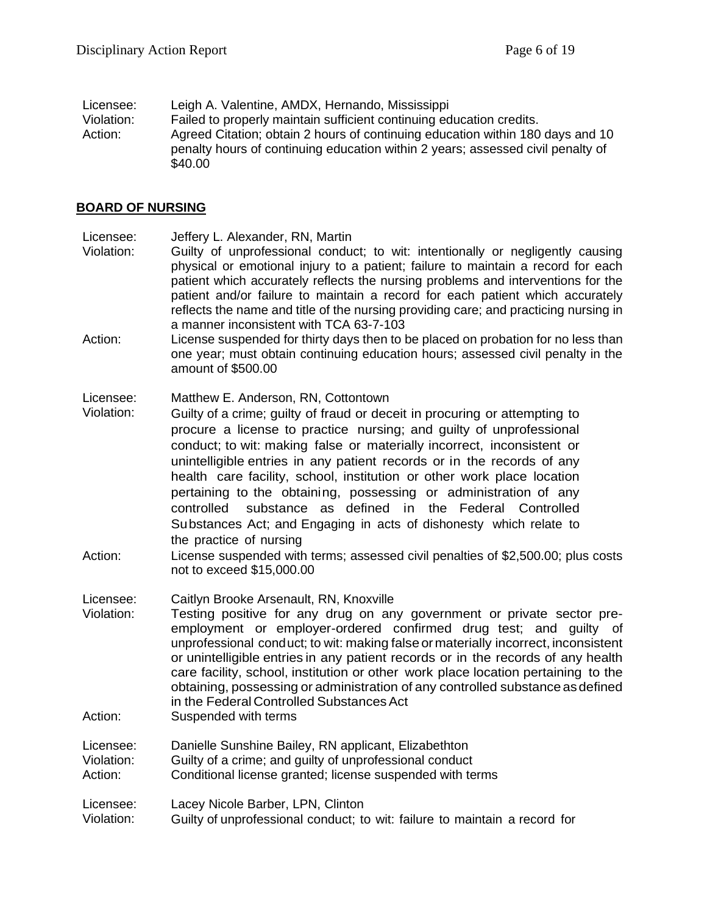Licensee: Leigh A. Valentine, AMDX, Hernando, Mississippi
Violation: Failed to properly maintain sufficient continuing education credits.
Action: Agreed Citation; obtain 2 hours of continuing education within 180 days and 10 penalty hours of continuing education within 2 years; assessed civil penalty of $40.00

## BOARD OF NURSING

Licensee: Jeffery L. Alexander, RN, Martin
Violation: Guilty of unprofessional conduct; to wit: intentionally or negligently causing physical or emotional injury to a patient; failure to maintain a record for each patient which accurately reflects the nursing problems and interventions for the patient and/or failure to maintain a record for each patient which accurately reflects the name and title of the nursing providing care; and practicing nursing in a manner inconsistent with TCA 63-7-103
Action: License suspended for thirty days then to be placed on probation for no less than one year; must obtain continuing education hours; assessed civil penalty in the amount of $500.00

Licensee: Matthew E. Anderson, RN, Cottontown
Violation: Guilty of a crime; guilty of fraud or deceit in procuring or attempting to procure a license to practice nursing; and guilty of unprofessional conduct; to wit: making false or materially incorrect, inconsistent or unintelligible entries in any patient records or in the records of any health care facility, school, institution or other work place location pertaining to the obtaining, possessing or administration of any controlled substance as defined in the Federal Controlled Substances Act; and Engaging in acts of dishonesty which relate to the practice of nursing
Action: License suspended with terms; assessed civil penalties of $2,500.00; plus costs not to exceed $15,000.00

Licensee: Caitlyn Brooke Arsenault, RN, Knoxville
Violation: Testing positive for any drug on any government or private sector pre-employment or employer-ordered confirmed drug test; and guilty of unprofessional conduct; to wit: making false or materially incorrect, inconsistent or unintelligible entries in any patient records or in the records of any health care facility, school, institution or other work place location pertaining to the obtaining, possessing or administration of any controlled substance as defined in the Federal Controlled Substances Act
Action: Suspended with terms

Licensee: Danielle Sunshine Bailey, RN applicant, Elizabethton
Violation: Guilty of a crime; and guilty of unprofessional conduct
Action: Conditional license granted; license suspended with terms

Licensee: Lacey Nicole Barber, LPN, Clinton
Violation: Guilty of unprofessional conduct; to wit: failure to maintain a record for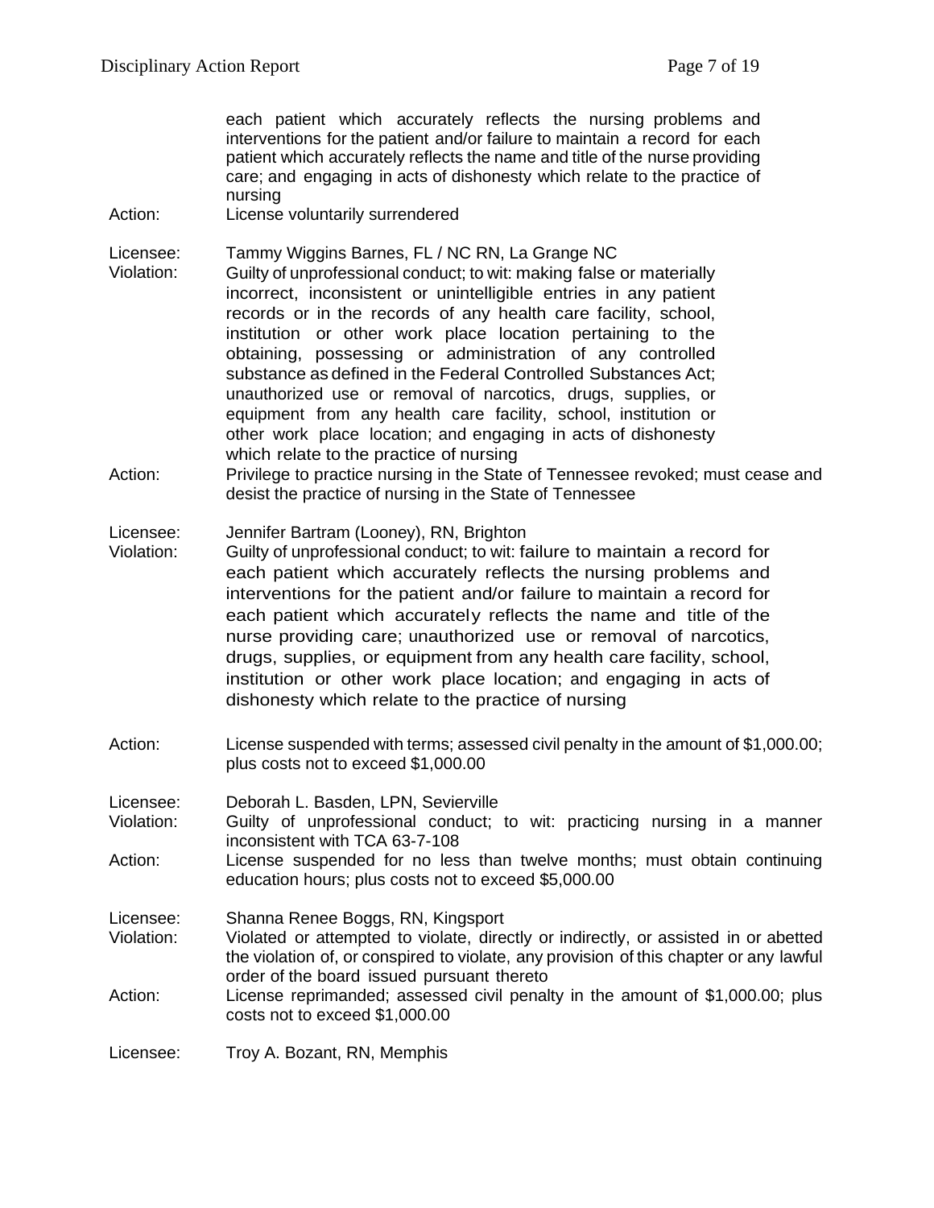each patient which accurately reflects the nursing problems and interventions for the patient and/or failure to maintain a record for each patient which accurately reflects the name and title of the nurse providing care; and engaging in acts of dishonesty which relate to the practice of nursing

Action: License voluntarily surrendered

Licensee: Tammy Wiggins Barnes, FL / NC RN, La Grange NC

Violation: Guilty of unprofessional conduct; to wit: making false or materially incorrect, inconsistent or unintelligible entries in any patient records or in the records of any health care facility, school, institution or other work place location pertaining to the obtaining, possessing or administration of any controlled substance as defined in the Federal Controlled Substances Act; unauthorized use or removal of narcotics, drugs, supplies, or equipment from any health care facility, school, institution or other work place location; and engaging in acts of dishonesty which relate to the practice of nursing

Action: Privilege to practice nursing in the State of Tennessee revoked; must cease and desist the practice of nursing in the State of Tennessee

Licensee: Jennifer Bartram (Looney), RN, Brighton

Violation: Guilty of unprofessional conduct; to wit: failure to maintain a record for each patient which accurately reflects the nursing problems and interventions for the patient and/or failure to maintain a record for each patient which accurately reflects the name and title of the nurse providing care; unauthorized use or removal of narcotics, drugs, supplies, or equipment from any health care facility, school, institution or other work place location; and engaging in acts of dishonesty which relate to the practice of nursing

Action: License suspended with terms; assessed civil penalty in the amount of $1,000.00; plus costs not to exceed $1,000.00

Licensee: Deborah L. Basden, LPN, Sevierville

Violation: Guilty of unprofessional conduct; to wit: practicing nursing in a manner inconsistent with TCA 63-7-108

Action: License suspended for no less than twelve months; must obtain continuing education hours; plus costs not to exceed $5,000.00

Licensee: Shanna Renee Boggs, RN, Kingsport

Violation: Violated or attempted to violate, directly or indirectly, or assisted in or abetted the violation of, or conspired to violate, any provision of this chapter or any lawful order of the board issued pursuant thereto

Action: License reprimanded; assessed civil penalty in the amount of $1,000.00; plus costs not to exceed $1,000.00

Licensee: Troy A. Bozant, RN, Memphis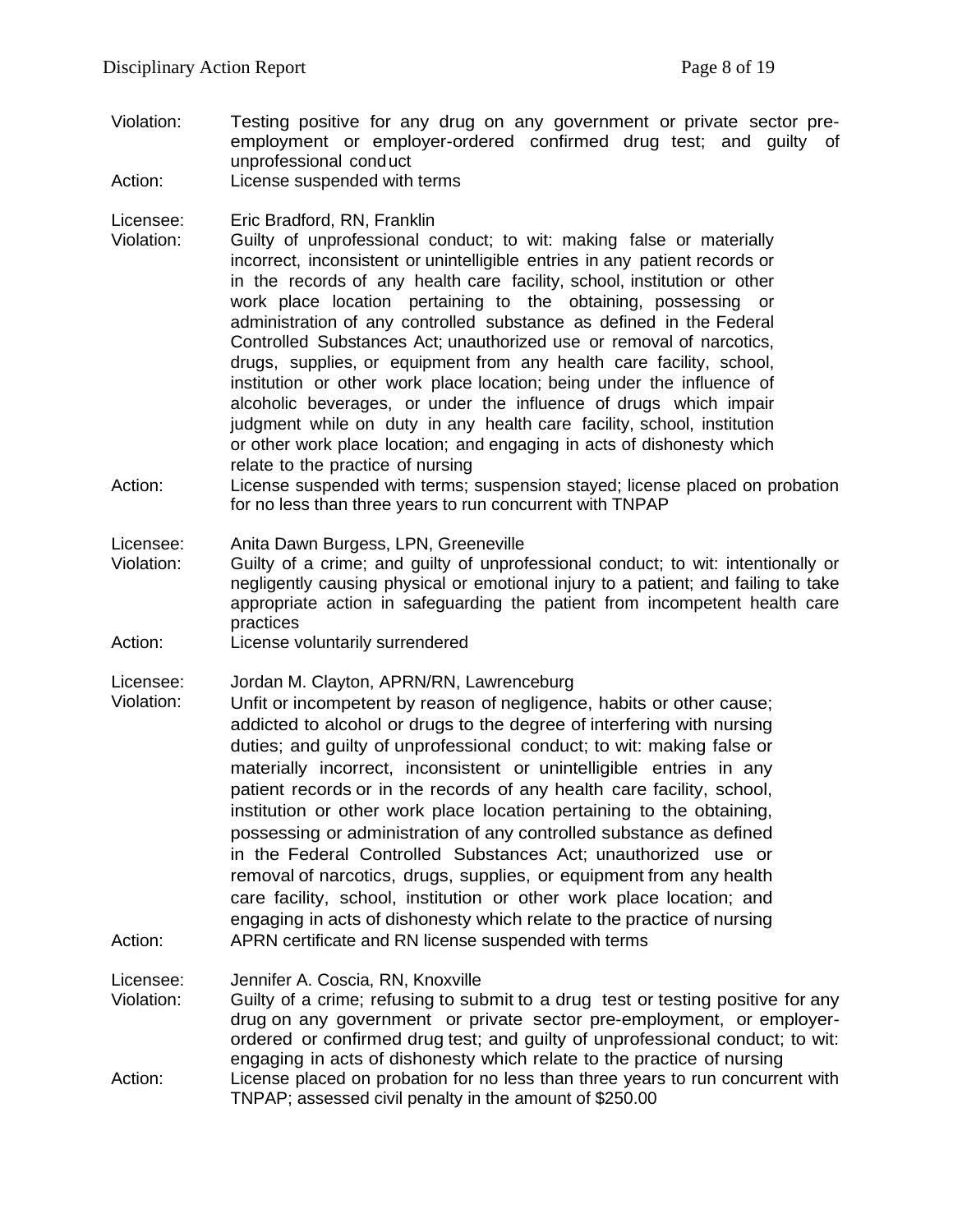Violation: Testing positive for any drug on any government or private sector pre-employment or employer-ordered confirmed drug test; and guilty of unprofessional conduct

Action: License suspended with terms

Licensee: Eric Bradford, RN, Franklin

Violation: Guilty of unprofessional conduct; to wit: making false or materially incorrect, inconsistent or unintelligible entries in any patient records or in the records of any health care facility, school, institution or other work place location pertaining to the obtaining, possessing or administration of any controlled substance as defined in the Federal Controlled Substances Act; unauthorized use or removal of narcotics, drugs, supplies, or equipment from any health care facility, school, institution or other work place location; being under the influence of alcoholic beverages, or under the influence of drugs which impair judgment while on duty in any health care facility, school, institution or other work place location; and engaging in acts of dishonesty which relate to the practice of nursing

Action: License suspended with terms; suspension stayed; license placed on probation for no less than three years to run concurrent with TNPAP

Licensee: Anita Dawn Burgess, LPN, Greeneville

Violation: Guilty of a crime; and guilty of unprofessional conduct; to wit: intentionally or negligently causing physical or emotional injury to a patient; and failing to take appropriate action in safeguarding the patient from incompetent health care practices

Action: License voluntarily surrendered

Licensee: Jordan M. Clayton, APRN/RN, Lawrenceburg

Violation: Unfit or incompetent by reason of negligence, habits or other cause; addicted to alcohol or drugs to the degree of interfering with nursing duties; and guilty of unprofessional conduct; to wit: making false or materially incorrect, inconsistent or unintelligible entries in any patient records or in the records of any health care facility, school, institution or other work place location pertaining to the obtaining, possessing or administration of any controlled substance as defined in the Federal Controlled Substances Act; unauthorized use or removal of narcotics, drugs, supplies, or equipment from any health care facility, school, institution or other work place location; and engaging in acts of dishonesty which relate to the practice of nursing

Action: APRN certificate and RN license suspended with terms

Licensee: Jennifer A. Coscia, RN, Knoxville

Violation: Guilty of a crime; refusing to submit to a drug test or testing positive for any drug on any government or private sector pre-employment, or employer-ordered or confirmed drug test; and guilty of unprofessional conduct; to wit: engaging in acts of dishonesty which relate to the practice of nursing

Action: License placed on probation for no less than three years to run concurrent with TNPAP; assessed civil penalty in the amount of $250.00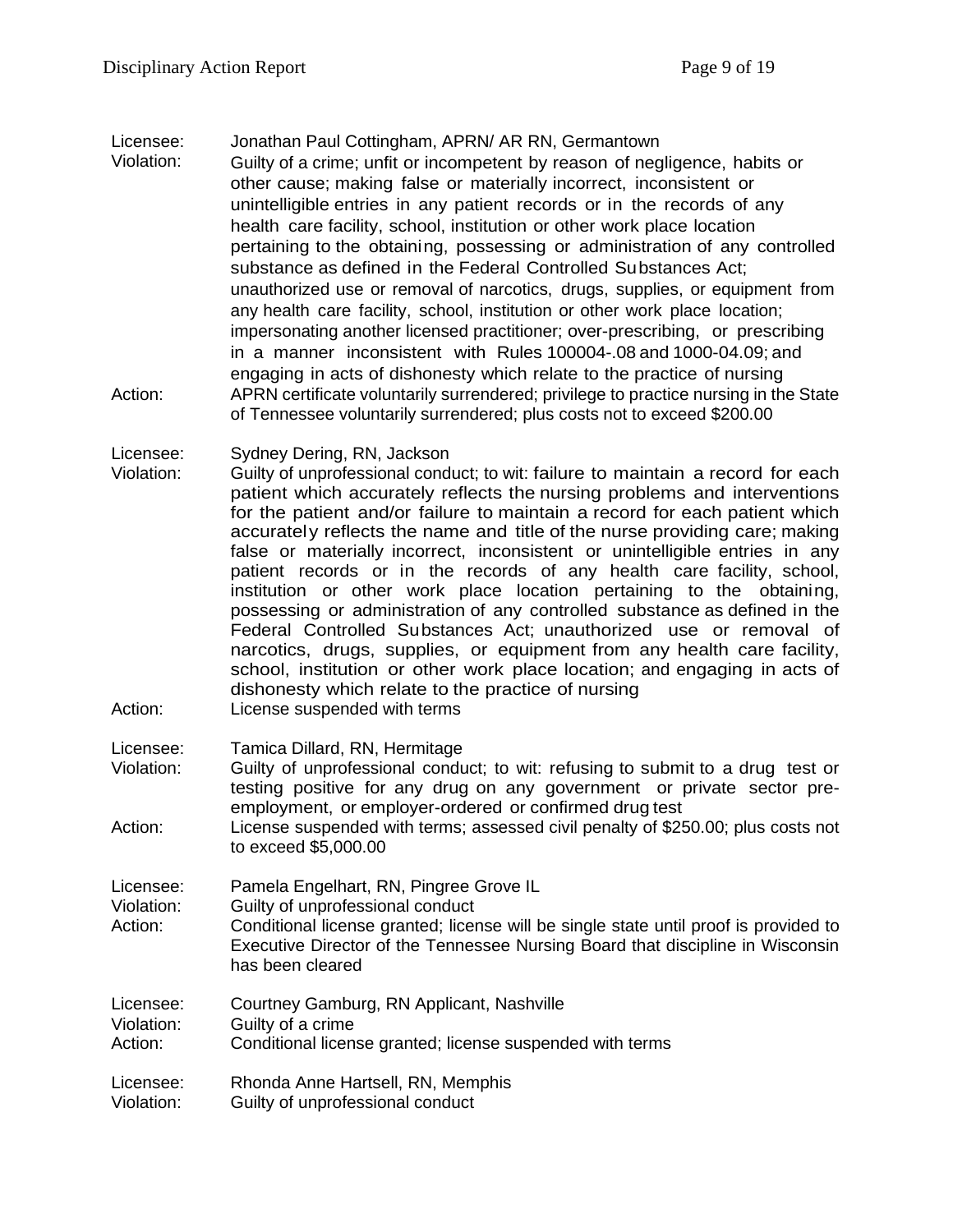Licensee: Jonathan Paul Cottingham, APRN/ AR RN, Germantown
Violation: Guilty of a crime; unfit or incompetent by reason of negligence, habits or other cause; making false or materially incorrect, inconsistent or unintelligible entries in any patient records or in the records of any health care facility, school, institution or other work place location pertaining to the obtaining, possessing or administration of any controlled substance as defined in the Federal Controlled Substances Act; unauthorized use or removal of narcotics, drugs, supplies, or equipment from any health care facility, school, institution or other work place location; impersonating another licensed practitioner; over-prescribing, or prescribing in a manner inconsistent with Rules 100004-.08 and 1000-04.09; and engaging in acts of dishonesty which relate to the practice of nursing
Action: APRN certificate voluntarily surrendered; privilege to practice nursing in the State of Tennessee voluntarily surrendered; plus costs not to exceed $200.00

Licensee: Sydney Dering, RN, Jackson
Violation: Guilty of unprofessional conduct; to wit: failure to maintain a record for each patient which accurately reflects the nursing problems and interventions for the patient and/or failure to maintain a record for each patient which accurately reflects the name and title of the nurse providing care; making false or materially incorrect, inconsistent or unintelligible entries in any patient records or in the records of any health care facility, school, institution or other work place location pertaining to the obtaining, possessing or administration of any controlled substance as defined in the Federal Controlled Substances Act; unauthorized use or removal of narcotics, drugs, supplies, or equipment from any health care facility, school, institution or other work place location; and engaging in acts of dishonesty which relate to the practice of nursing
Action: License suspended with terms

Licensee: Tamica Dillard, RN, Hermitage
Violation: Guilty of unprofessional conduct; to wit: refusing to submit to a drug test or testing positive for any drug on any government or private sector pre-employment, or employer-ordered or confirmed drug test
Action: License suspended with terms; assessed civil penalty of $250.00; plus costs not to exceed $5,000.00

Licensee: Pamela Engelhart, RN, Pingree Grove IL
Violation: Guilty of unprofessional conduct
Action: Conditional license granted; license will be single state until proof is provided to Executive Director of the Tennessee Nursing Board that discipline in Wisconsin has been cleared

Licensee: Courtney Gamburg, RN Applicant, Nashville
Violation: Guilty of a crime
Action: Conditional license granted; license suspended with terms

Licensee: Rhonda Anne Hartsell, RN, Memphis
Violation: Guilty of unprofessional conduct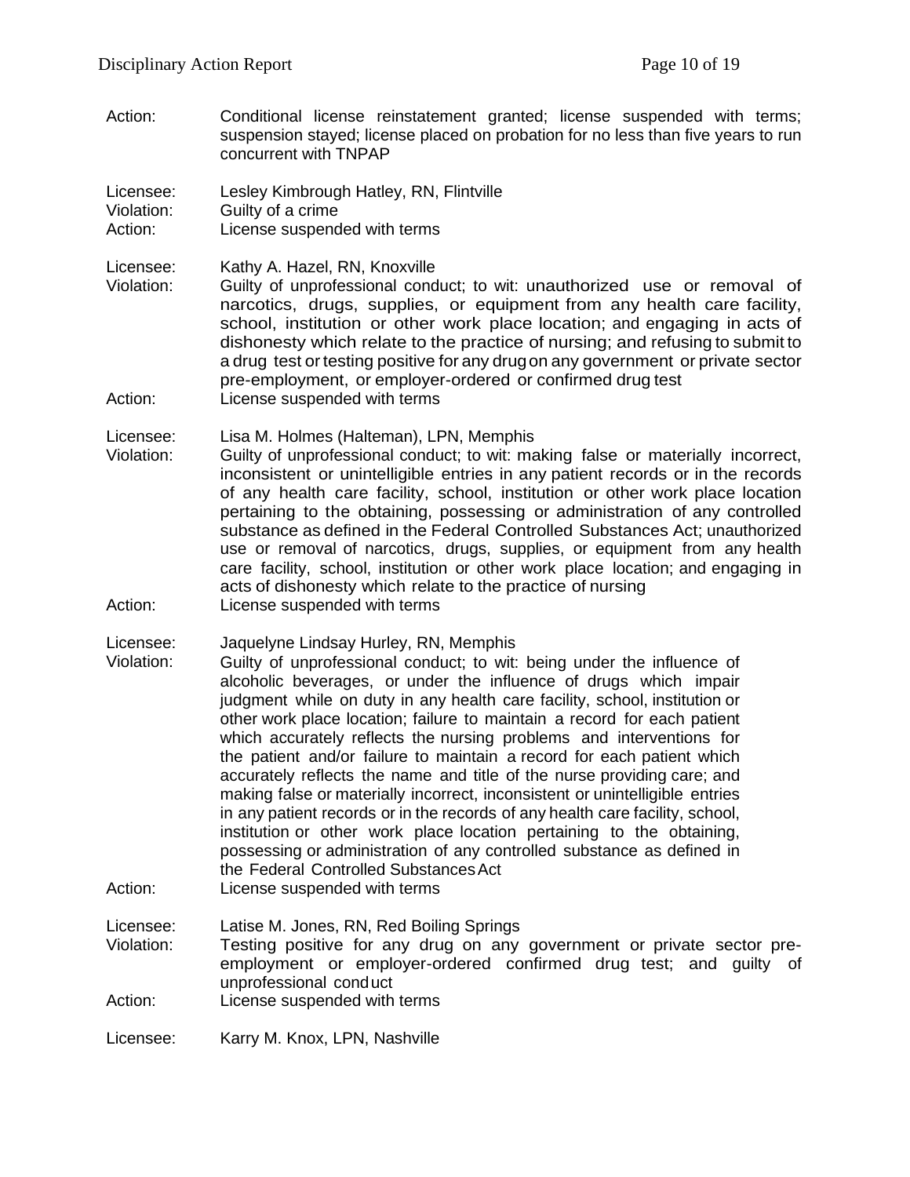Action: Conditional license reinstatement granted; license suspended with terms; suspension stayed; license placed on probation for no less than five years to run concurrent with TNPAP

Licensee: Lesley Kimbrough Hatley, RN, Flintville
Violation: Guilty of a crime
Action: License suspended with terms

Licensee: Kathy A. Hazel, RN, Knoxville
Violation: Guilty of unprofessional conduct; to wit: unauthorized use or removal of narcotics, drugs, supplies, or equipment from any health care facility, school, institution or other work place location; and engaging in acts of dishonesty which relate to the practice of nursing; and refusing to submit to a drug test or testing positive for any drug on any government or private sector pre-employment, or employer-ordered or confirmed drug test
Action: License suspended with terms

Licensee: Lisa M. Holmes (Halteman), LPN, Memphis
Violation: Guilty of unprofessional conduct; to wit: making false or materially incorrect, inconsistent or unintelligible entries in any patient records or in the records of any health care facility, school, institution or other work place location pertaining to the obtaining, possessing or administration of any controlled substance as defined in the Federal Controlled Substances Act; unauthorized use or removal of narcotics, drugs, supplies, or equipment from any health care facility, school, institution or other work place location; and engaging in acts of dishonesty which relate to the practice of nursing
Action: License suspended with terms

Licensee: Jaquelyne Lindsay Hurley, RN, Memphis
Violation: Guilty of unprofessional conduct; to wit: being under the influence of alcoholic beverages, or under the influence of drugs which impair judgment while on duty in any health care facility, school, institution or other work place location; failure to maintain a record for each patient which accurately reflects the nursing problems and interventions for the patient and/or failure to maintain a record for each patient which accurately reflects the name and title of the nurse providing care; and making false or materially incorrect, inconsistent or unintelligible entries in any patient records or in the records of any health care facility, school, institution or other work place location pertaining to the obtaining, possessing or administration of any controlled substance as defined in the Federal Controlled Substances Act
Action: License suspended with terms

Licensee: Latise M. Jones, RN, Red Boiling Springs
Violation: Testing positive for any drug on any government or private sector pre-employment or employer-ordered confirmed drug test; and guilty of unprofessional conduct
Action: License suspended with terms

Licensee: Karry M. Knox, LPN, Nashville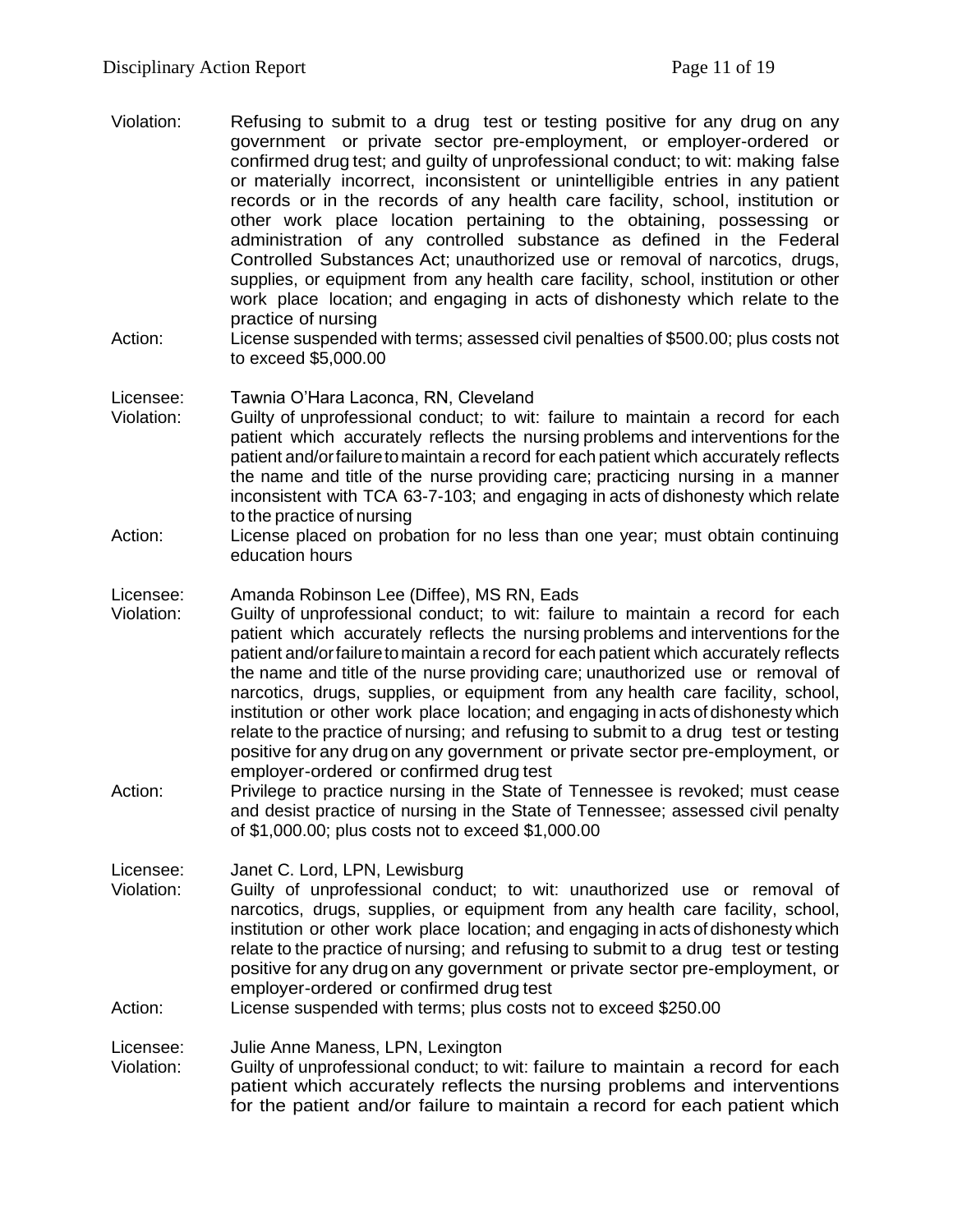Violation: Refusing to submit to a drug test or testing positive for any drug on any government or private sector pre-employment, or employer-ordered or confirmed drug test; and guilty of unprofessional conduct; to wit: making false or materially incorrect, inconsistent or unintelligible entries in any patient records or in the records of any health care facility, school, institution or other work place location pertaining to the obtaining, possessing or administration of any controlled substance as defined in the Federal Controlled Substances Act; unauthorized use or removal of narcotics, drugs, supplies, or equipment from any health care facility, school, institution or other work place location; and engaging in acts of dishonesty which relate to the practice of nursing

Action: License suspended with terms; assessed civil penalties of $500.00; plus costs not to exceed $5,000.00

Licensee: Tawnia O'Hara Laconca, RN, Cleveland

Violation: Guilty of unprofessional conduct; to wit: failure to maintain a record for each patient which accurately reflects the nursing problems and interventions for the patient and/or failure to maintain a record for each patient which accurately reflects the name and title of the nurse providing care; practicing nursing in a manner inconsistent with TCA 63-7-103; and engaging in acts of dishonesty which relate to the practice of nursing

Action: License placed on probation for no less than one year; must obtain continuing education hours

Licensee: Amanda Robinson Lee (Diffee), MS RN, Eads

Violation: Guilty of unprofessional conduct; to wit: failure to maintain a record for each patient which accurately reflects the nursing problems and interventions for the patient and/or failure to maintain a record for each patient which accurately reflects the name and title of the nurse providing care; unauthorized use or removal of narcotics, drugs, supplies, or equipment from any health care facility, school, institution or other work place location; and engaging in acts of dishonesty which relate to the practice of nursing; and refusing to submit to a drug test or testing positive for any drug on any government or private sector pre-employment, or employer-ordered or confirmed drug test

Action: Privilege to practice nursing in the State of Tennessee is revoked; must cease and desist practice of nursing in the State of Tennessee; assessed civil penalty of $1,000.00; plus costs not to exceed $1,000.00

Licensee: Janet C. Lord, LPN, Lewisburg

Violation: Guilty of unprofessional conduct; to wit: unauthorized use or removal of narcotics, drugs, supplies, or equipment from any health care facility, school, institution or other work place location; and engaging in acts of dishonesty which relate to the practice of nursing; and refusing to submit to a drug test or testing positive for any drug on any government or private sector pre-employment, or employer-ordered or confirmed drug test

Action: License suspended with terms; plus costs not to exceed $250.00

Licensee: Julie Anne Maness, LPN, Lexington

Violation: Guilty of unprofessional conduct; to wit: failure to maintain a record for each patient which accurately reflects the nursing problems and interventions for the patient and/or failure to maintain a record for each patient which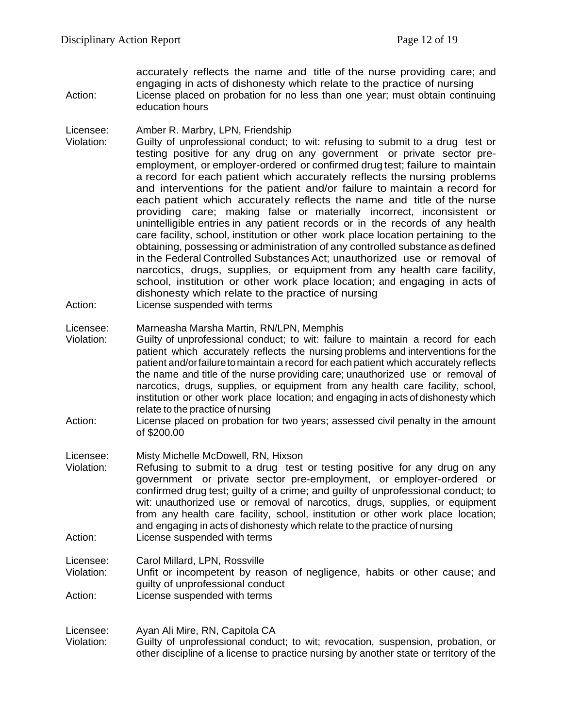accurately reflects the name and title of the nurse providing care; and engaging in acts of dishonesty which relate to the practice of nursing

Action: License placed on probation for no less than one year; must obtain continuing education hours

Licensee: Amber R. Marbry, LPN, Friendship

Violation: Guilty of unprofessional conduct; to wit: refusing to submit to a drug test or testing positive for any drug on any government or private sector pre-employment, or employer-ordered or confirmed drug test; failure to maintain a record for each patient which accurately reflects the nursing problems and interventions for the patient and/or failure to maintain a record for each patient which accurately reflects the name and title of the nurse providing care; making false or materially incorrect, inconsistent or unintelligible entries in any patient records or in the records of any health care facility, school, institution or other work place location pertaining to the obtaining, possessing or administration of any controlled substance as defined in the Federal Controlled Substances Act; unauthorized use or removal of narcotics, drugs, supplies, or equipment from any health care facility, school, institution or other work place location; and engaging in acts of dishonesty which relate to the practice of nursing

Action: License suspended with terms

Licensee: Marneasha Marsha Martin, RN/LPN, Memphis

Violation: Guilty of unprofessional conduct; to wit: failure to maintain a record for each patient which accurately reflects the nursing problems and interventions for the patient and/or failure to maintain a record for each patient which accurately reflects the name and title of the nurse providing care; unauthorized use or removal of narcotics, drugs, supplies, or equipment from any health care facility, school, institution or other work place location; and engaging in acts of dishonesty which relate to the practice of nursing

Action: License placed on probation for two years; assessed civil penalty in the amount of $200.00

Licensee: Misty Michelle McDowell, RN, Hixson

Violation: Refusing to submit to a drug test or testing positive for any drug on any government or private sector pre-employment, or employer-ordered or confirmed drug test; guilty of a crime; and guilty of unprofessional conduct; to wit: unauthorized use or removal of narcotics, drugs, supplies, or equipment from any health care facility, school, institution or other work place location; and engaging in acts of dishonesty which relate to the practice of nursing

Action: License suspended with terms

Licensee: Carol Millard, LPN, Rossville

Violation: Unfit or incompetent by reason of negligence, habits or other cause; and guilty of unprofessional conduct

Action: License suspended with terms

Licensee: Ayan Ali Mire, RN, Capitola CA

Violation: Guilty of unprofessional conduct; to wit; revocation, suspension, probation, or other discipline of a license to practice nursing by another state or territory of the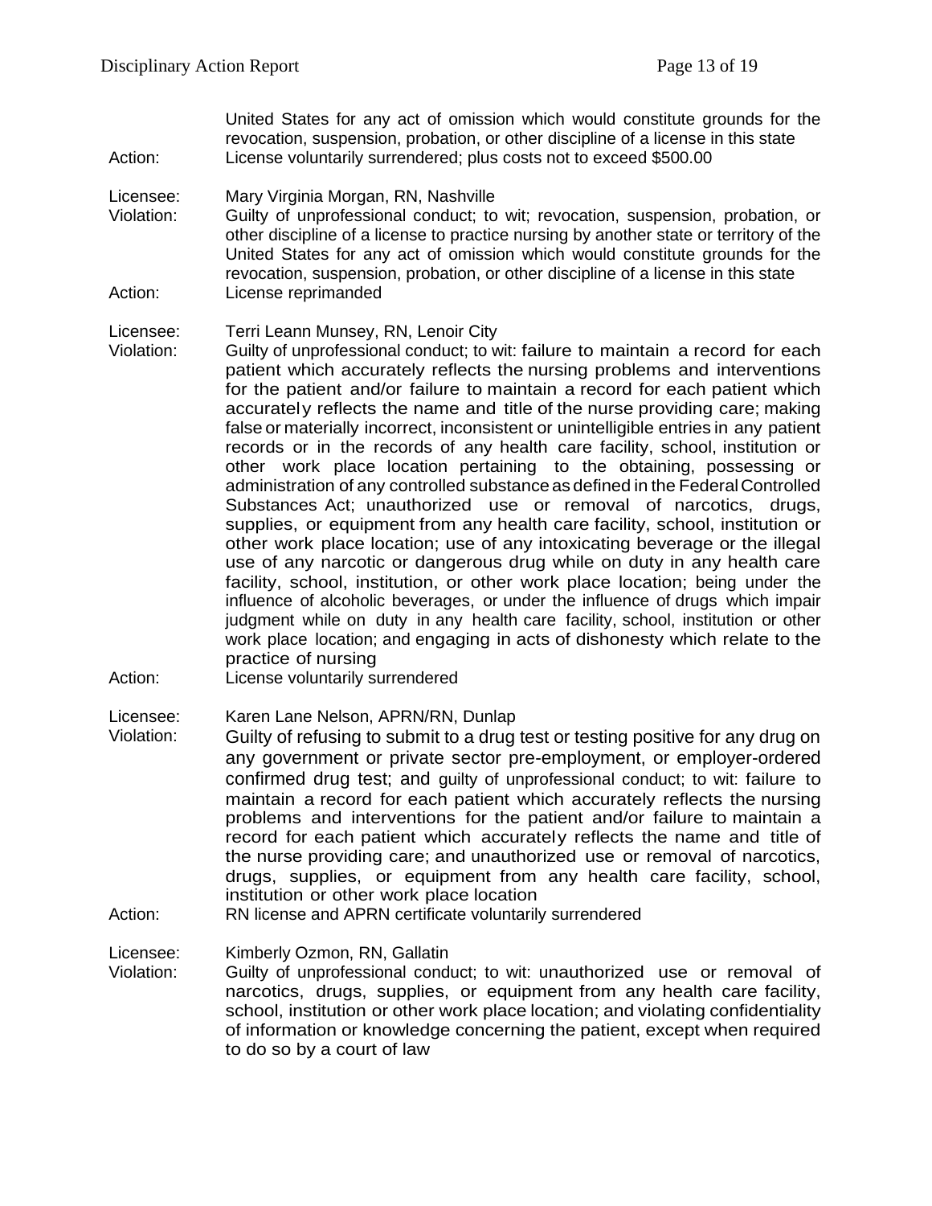United States for any act of omission which would constitute grounds for the revocation, suspension, probation, or other discipline of a license in this state

Action: License voluntarily surrendered; plus costs not to exceed $500.00

Licensee: Mary Virginia Morgan, RN, Nashville

Violation: Guilty of unprofessional conduct; to wit; revocation, suspension, probation, or other discipline of a license to practice nursing by another state or territory of the United States for any act of omission which would constitute grounds for the revocation, suspension, probation, or other discipline of a license in this state

Action: License reprimanded

Licensee: Terri Leann Munsey, RN, Lenoir City

Violation: Guilty of unprofessional conduct; to wit: failure to maintain a record for each patient which accurately reflects the nursing problems and interventions for the patient and/or failure to maintain a record for each patient which accurately reflects the name and title of the nurse providing care; making false or materially incorrect, inconsistent or unintelligible entries in any patient records or in the records of any health care facility, school, institution or other work place location pertaining to the obtaining, possessing or administration of any controlled substance as defined in the Federal Controlled Substances Act; unauthorized use or removal of narcotics, drugs, supplies, or equipment from any health care facility, school, institution or other work place location; use of any intoxicating beverage or the illegal use of any narcotic or dangerous drug while on duty in any health care facility, school, institution, or other work place location; being under the influence of alcoholic beverages, or under the influence of drugs which impair judgment while on duty in any health care facility, school, institution or other work place location; and engaging in acts of dishonesty which relate to the practice of nursing

Action: License voluntarily surrendered

Licensee: Karen Lane Nelson, APRN/RN, Dunlap

Violation: Guilty of refusing to submit to a drug test or testing positive for any drug on any government or private sector pre-employment, or employer-ordered confirmed drug test; and guilty of unprofessional conduct; to wit: failure to maintain a record for each patient which accurately reflects the nursing problems and interventions for the patient and/or failure to maintain a record for each patient which accurately reflects the name and title of the nurse providing care; and unauthorized use or removal of narcotics, drugs, supplies, or equipment from any health care facility, school, institution or other work place location

Action: RN license and APRN certificate voluntarily surrendered

Licensee: Kimberly Ozmon, RN, Gallatin

Violation: Guilty of unprofessional conduct; to wit: unauthorized use or removal of narcotics, drugs, supplies, or equipment from any health care facility, school, institution or other work place location; and violating confidentiality of information or knowledge concerning the patient, except when required to do so by a court of law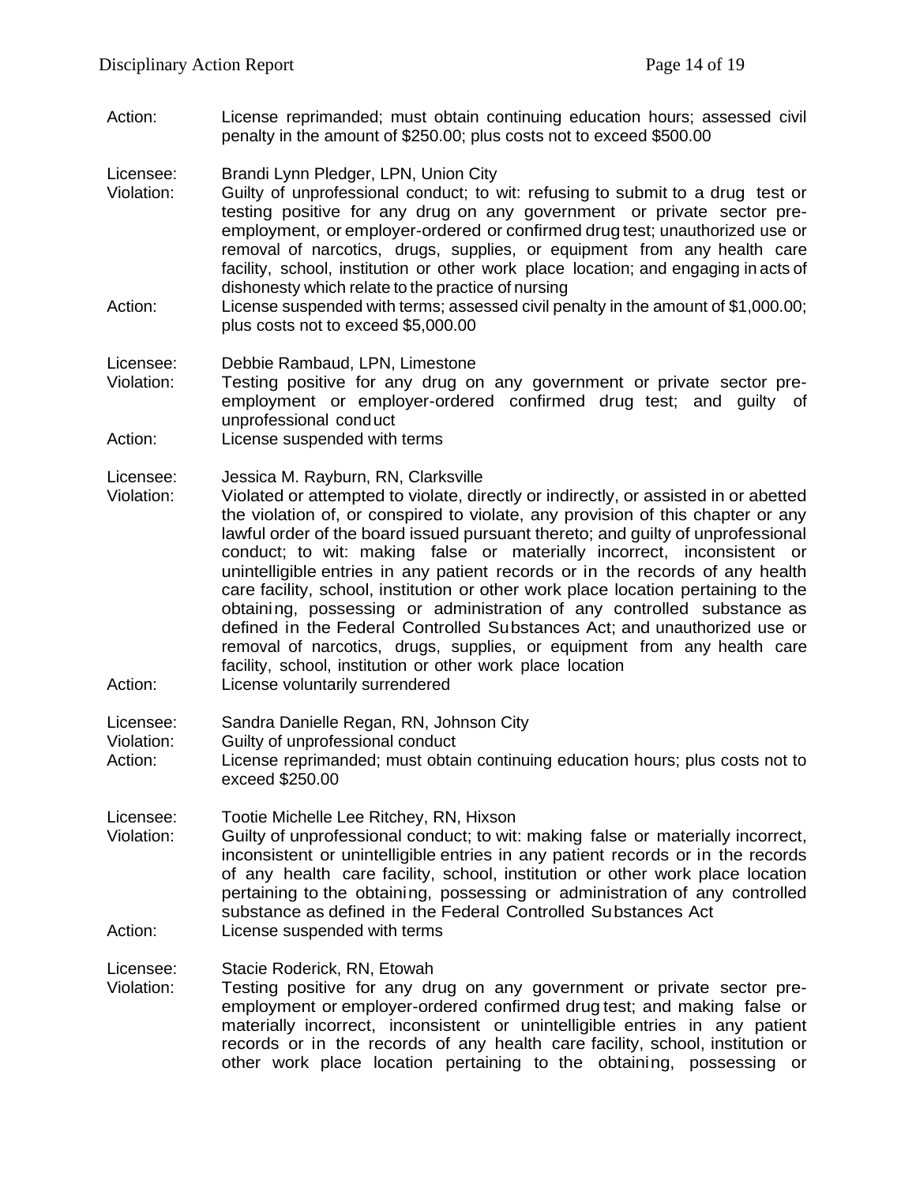Action: License reprimanded; must obtain continuing education hours; assessed civil penalty in the amount of $250.00; plus costs not to exceed $500.00

Licensee: Brandi Lynn Pledger, LPN, Union City
Violation: Guilty of unprofessional conduct; to wit: refusing to submit to a drug test or testing positive for any drug on any government or private sector pre-employment, or employer-ordered or confirmed drug test; unauthorized use or removal of narcotics, drugs, supplies, or equipment from any health care facility, school, institution or other work place location; and engaging in acts of dishonesty which relate to the practice of nursing
Action: License suspended with terms; assessed civil penalty in the amount of $1,000.00; plus costs not to exceed $5,000.00

Licensee: Debbie Rambaud, LPN, Limestone
Violation: Testing positive for any drug on any government or private sector pre-employment or employer-ordered confirmed drug test; and guilty of unprofessional conduct
Action: License suspended with terms

Licensee: Jessica M. Rayburn, RN, Clarksville
Violation: Violated or attempted to violate, directly or indirectly, or assisted in or abetted the violation of, or conspired to violate, any provision of this chapter or any lawful order of the board issued pursuant thereto; and guilty of unprofessional conduct; to wit: making false or materially incorrect, inconsistent or unintelligible entries in any patient records or in the records of any health care facility, school, institution or other work place location pertaining to the obtaining, possessing or administration of any controlled substance as defined in the Federal Controlled Substances Act; and unauthorized use or removal of narcotics, drugs, supplies, or equipment from any health care facility, school, institution or other work place location
Action: License voluntarily surrendered

Licensee: Sandra Danielle Regan, RN, Johnson City
Violation: Guilty of unprofessional conduct
Action: License reprimanded; must obtain continuing education hours; plus costs not to exceed $250.00

Licensee: Tootie Michelle Lee Ritchey, RN, Hixson
Violation: Guilty of unprofessional conduct; to wit: making false or materially incorrect, inconsistent or unintelligible entries in any patient records or in the records of any health care facility, school, institution or other work place location pertaining to the obtaining, possessing or administration of any controlled substance as defined in the Federal Controlled Substances Act
Action: License suspended with terms

Licensee: Stacie Roderick, RN, Etowah
Violation: Testing positive for any drug on any government or private sector pre-employment or employer-ordered confirmed drug test; and making false or materially incorrect, inconsistent or unintelligible entries in any patient records or in the records of any health care facility, school, institution or other work place location pertaining to the obtaining, possessing or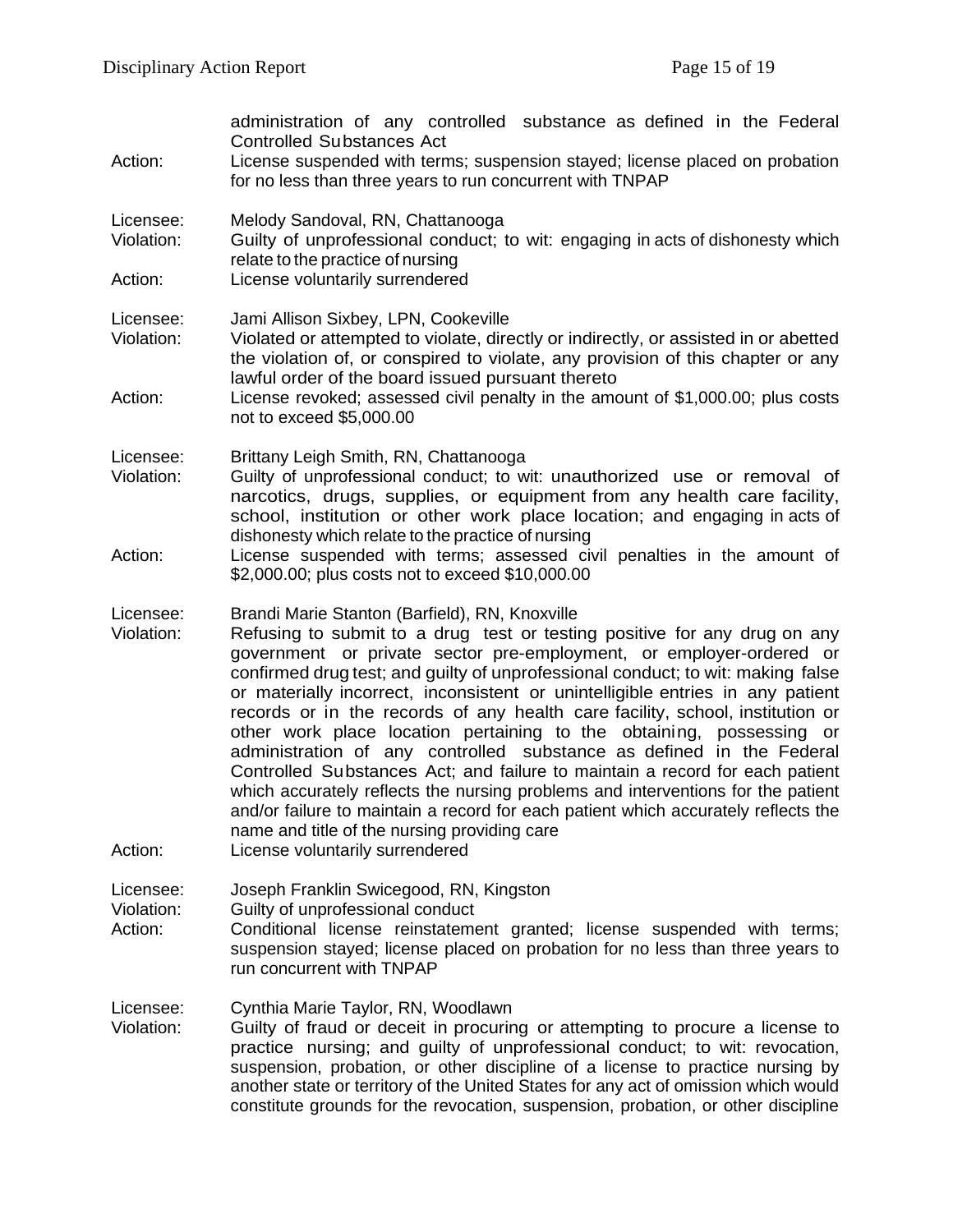administration of any controlled substance as defined in the Federal Controlled Substances Act

Action: License suspended with terms; suspension stayed; license placed on probation for no less than three years to run concurrent with TNPAP

Licensee: Melody Sandoval, RN, Chattanooga
Violation: Guilty of unprofessional conduct; to wit: engaging in acts of dishonesty which relate to the practice of nursing
Action: License voluntarily surrendered

Licensee: Jami Allison Sixbey, LPN, Cookeville
Violation: Violated or attempted to violate, directly or indirectly, or assisted in or abetted the violation of, or conspired to violate, any provision of this chapter or any lawful order of the board issued pursuant thereto
Action: License revoked; assessed civil penalty in the amount of $1,000.00; plus costs not to exceed $5,000.00

Licensee: Brittany Leigh Smith, RN, Chattanooga
Violation: Guilty of unprofessional conduct; to wit: unauthorized use or removal of narcotics, drugs, supplies, or equipment from any health care facility, school, institution or other work place location; and engaging in acts of dishonesty which relate to the practice of nursing
Action: License suspended with terms; assessed civil penalties in the amount of $2,000.00; plus costs not to exceed $10,000.00

Licensee: Brandi Marie Stanton (Barfield), RN, Knoxville
Violation: Refusing to submit to a drug test or testing positive for any drug on any government or private sector pre-employment, or employer-ordered or confirmed drug test; and guilty of unprofessional conduct; to wit: making false or materially incorrect, inconsistent or unintelligible entries in any patient records or in the records of any health care facility, school, institution or other work place location pertaining to the obtaining, possessing or administration of any controlled substance as defined in the Federal Controlled Substances Act; and failure to maintain a record for each patient which accurately reflects the nursing problems and interventions for the patient and/or failure to maintain a record for each patient which accurately reflects the name and title of the nursing providing care
Action: License voluntarily surrendered

Licensee: Joseph Franklin Swicegood, RN, Kingston
Violation: Guilty of unprofessional conduct
Action: Conditional license reinstatement granted; license suspended with terms; suspension stayed; license placed on probation for no less than three years to run concurrent with TNPAP

Licensee: Cynthia Marie Taylor, RN, Woodlawn
Violation: Guilty of fraud or deceit in procuring or attempting to procure a license to practice nursing; and guilty of unprofessional conduct; to wit: revocation, suspension, probation, or other discipline of a license to practice nursing by another state or territory of the United States for any act of omission which would constitute grounds for the revocation, suspension, probation, or other discipline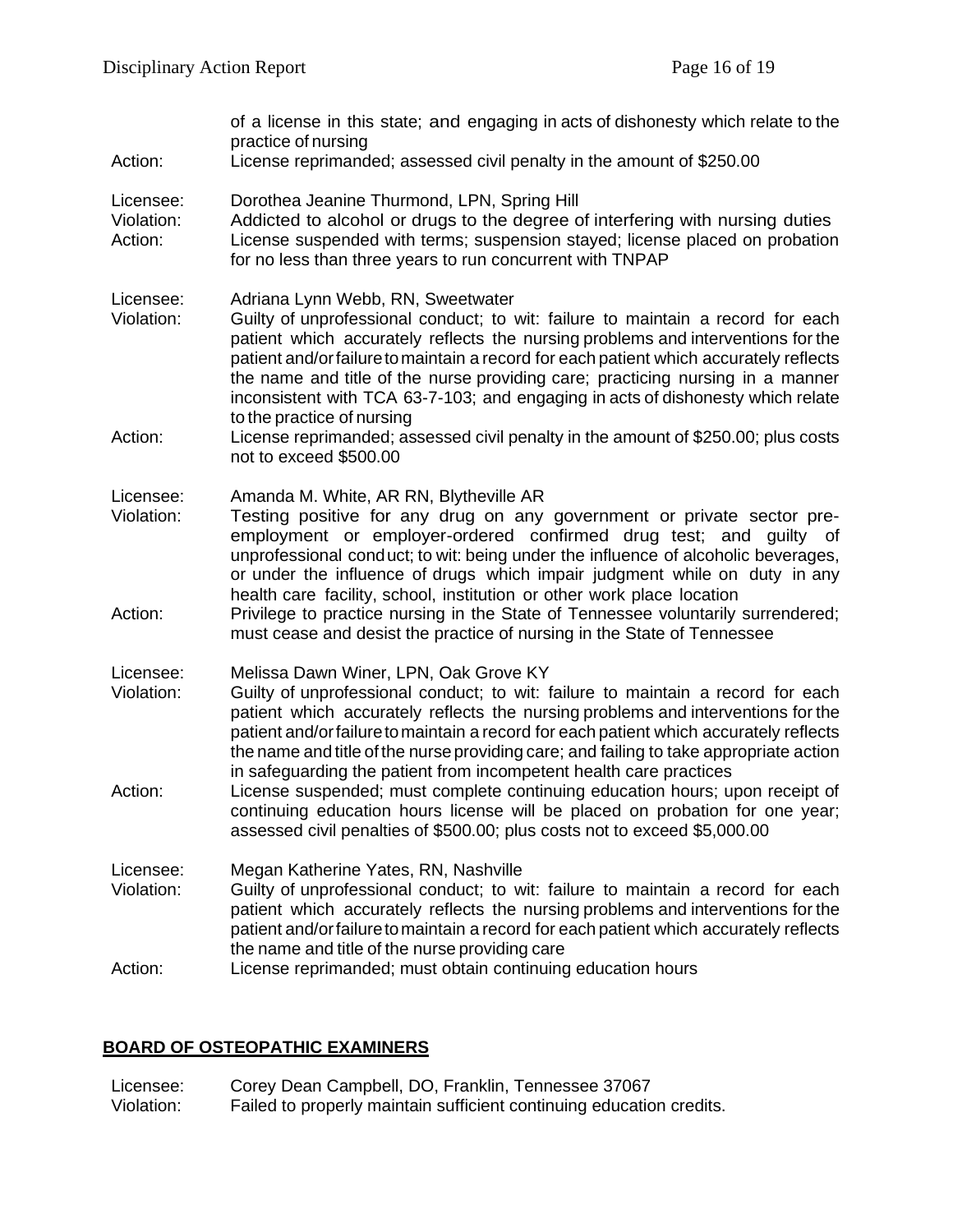| | |
|---|---|
| | of a license in this state; and engaging in acts of dishonesty which relate to the practice of nursing |
| Action: | License reprimanded; assessed civil penalty in the amount of $250.00 |

| | |
|---|---|
| Licensee: | Dorothea Jeanine Thurmond, LPN, Spring Hill |
| Violation: | Addicted to alcohol or drugs to the degree of interfering with nursing duties |
| Action: | License suspended with terms; suspension stayed; license placed on probation for no less than three years to run concurrent with TNPAP |

| | |
|---|---|
| Licensee: | Adriana Lynn Webb, RN, Sweetwater |
| Violation: | Guilty of unprofessional conduct; to wit: failure to maintain a record for each patient which accurately reflects the nursing problems and interventions for the patient and/or failure to maintain a record for each patient which accurately reflects the name and title of the nurse providing care; practicing nursing in a manner inconsistent with TCA 63-7-103; and engaging in acts of dishonesty which relate to the practice of nursing |
| Action: | License reprimanded; assessed civil penalty in the amount of $250.00; plus costs not to exceed $500.00 |

| | |
|---|---|
| Licensee: | Amanda M. White, AR RN, Blytheville AR |
| Violation: | Testing positive for any drug on any government or private sector pre-employment or employer-ordered confirmed drug test; and guilty of unprofessional conduct; to wit: being under the influence of alcoholic beverages, or under the influence of drugs which impair judgment while on duty in any health care facility, school, institution or other work place location |
| Action: | Privilege to practice nursing in the State of Tennessee voluntarily surrendered; must cease and desist the practice of nursing in the State of Tennessee |

| | |
|---|---|
| Licensee: | Melissa Dawn Winer, LPN, Oak Grove KY |
| Violation: | Guilty of unprofessional conduct; to wit: failure to maintain a record for each patient which accurately reflects the nursing problems and interventions for the patient and/or failure to maintain a record for each patient which accurately reflects the name and title of the nurse providing care; and failing to take appropriate action in safeguarding the patient from incompetent health care practices |
| Action: | License suspended; must complete continuing education hours; upon receipt of continuing education hours license will be placed on probation for one year; assessed civil penalties of $500.00; plus costs not to exceed $5,000.00 |

| | |
|---|---|
| Licensee: | Megan Katherine Yates, RN, Nashville |
| Violation: | Guilty of unprofessional conduct; to wit: failure to maintain a record for each patient which accurately reflects the nursing problems and interventions for the patient and/or failure to maintain a record for each patient which accurately reflects the name and title of the nurse providing care |
| Action: | License reprimanded; must obtain continuing education hours |

## BOARD OF OSTEOPATHIC EXAMINERS

| | |
|---|---|
| Licensee: | Corey Dean Campbell, DO, Franklin, Tennessee 37067 |
| Violation: | Failed to properly maintain sufficient continuing education credits. |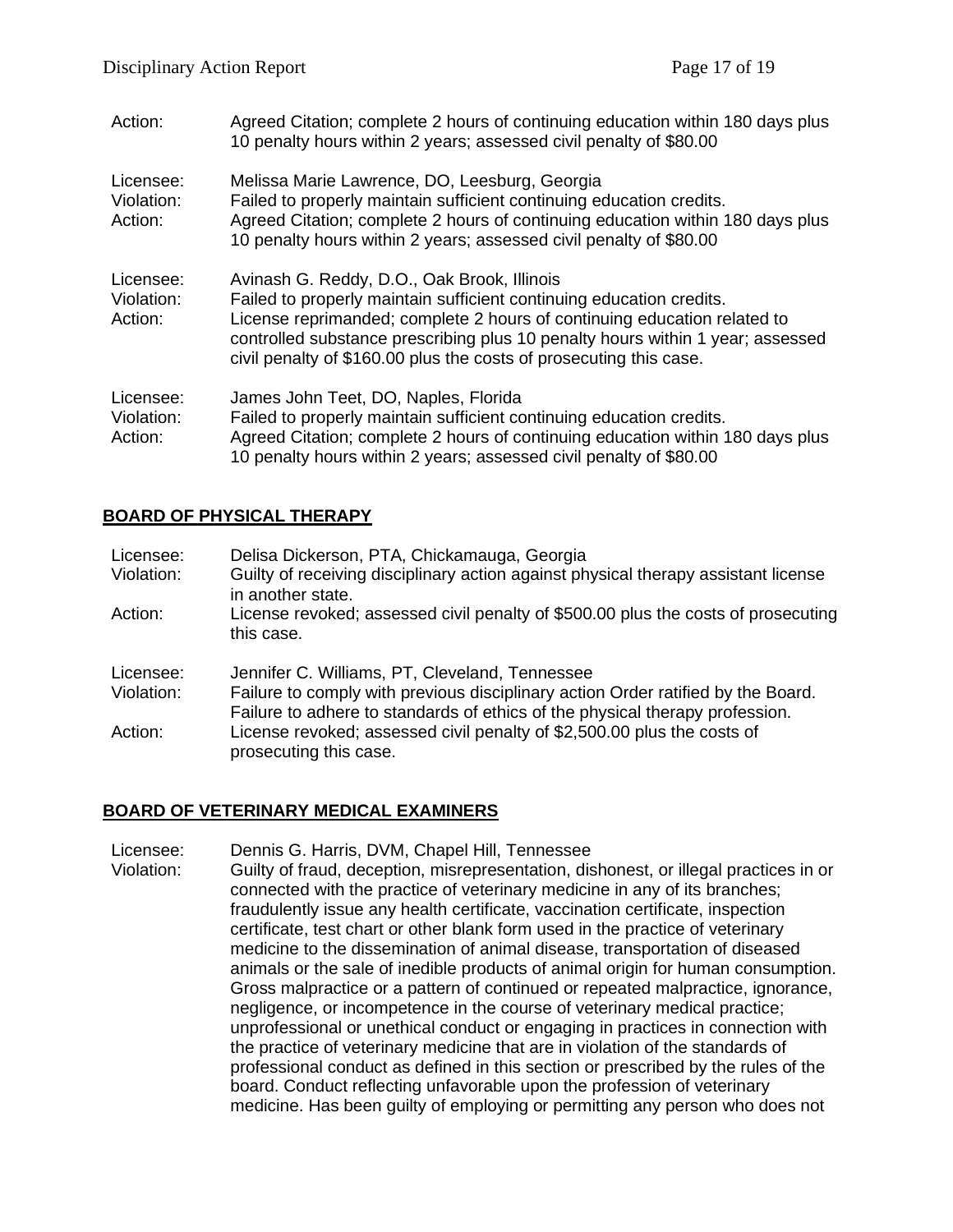Action: Agreed Citation; complete 2 hours of continuing education within 180 days plus 10 penalty hours within 2 years; assessed civil penalty of $80.00

Licensee: Melissa Marie Lawrence, DO, Leesburg, Georgia
Violation: Failed to properly maintain sufficient continuing education credits.
Action: Agreed Citation; complete 2 hours of continuing education within 180 days plus 10 penalty hours within 2 years; assessed civil penalty of $80.00

Licensee: Avinash G. Reddy, D.O., Oak Brook, Illinois
Violation: Failed to properly maintain sufficient continuing education credits.
Action: License reprimanded; complete 2 hours of continuing education related to controlled substance prescribing plus 10 penalty hours within 1 year; assessed civil penalty of $160.00 plus the costs of prosecuting this case.

Licensee: James John Teet, DO, Naples, Florida
Violation: Failed to properly maintain sufficient continuing education credits.
Action: Agreed Citation; complete 2 hours of continuing education within 180 days plus 10 penalty hours within 2 years; assessed civil penalty of $80.00

## BOARD OF PHYSICAL THERAPY

Licensee: Delisa Dickerson, PTA, Chickamauga, Georgia
Violation: Guilty of receiving disciplinary action against physical therapy assistant license in another state.
Action: License revoked; assessed civil penalty of $500.00 plus the costs of prosecuting this case.

Licensee: Jennifer C. Williams, PT, Cleveland, Tennessee
Violation: Failure to comply with previous disciplinary action Order ratified by the Board. Failure to adhere to standards of ethics of the physical therapy profession.
Action: License revoked; assessed civil penalty of $2,500.00 plus the costs of prosecuting this case.

## BOARD OF VETERINARY MEDICAL EXAMINERS

Licensee: Dennis G. Harris, DVM, Chapel Hill, Tennessee
Violation: Guilty of fraud, deception, misrepresentation, dishonest, or illegal practices in or connected with the practice of veterinary medicine in any of its branches; fraudulently issue any health certificate, vaccination certificate, inspection certificate, test chart or other blank form used in the practice of veterinary medicine to the dissemination of animal disease, transportation of diseased animals or the sale of inedible products of animal origin for human consumption. Gross malpractice or a pattern of continued or repeated malpractice, ignorance, negligence, or incompetence in the course of veterinary medical practice; unprofessional or unethical conduct or engaging in practices in connection with the practice of veterinary medicine that are in violation of the standards of professional conduct as defined in this section or prescribed by the rules of the board. Conduct reflecting unfavorable upon the profession of veterinary medicine. Has been guilty of employing or permitting any person who does not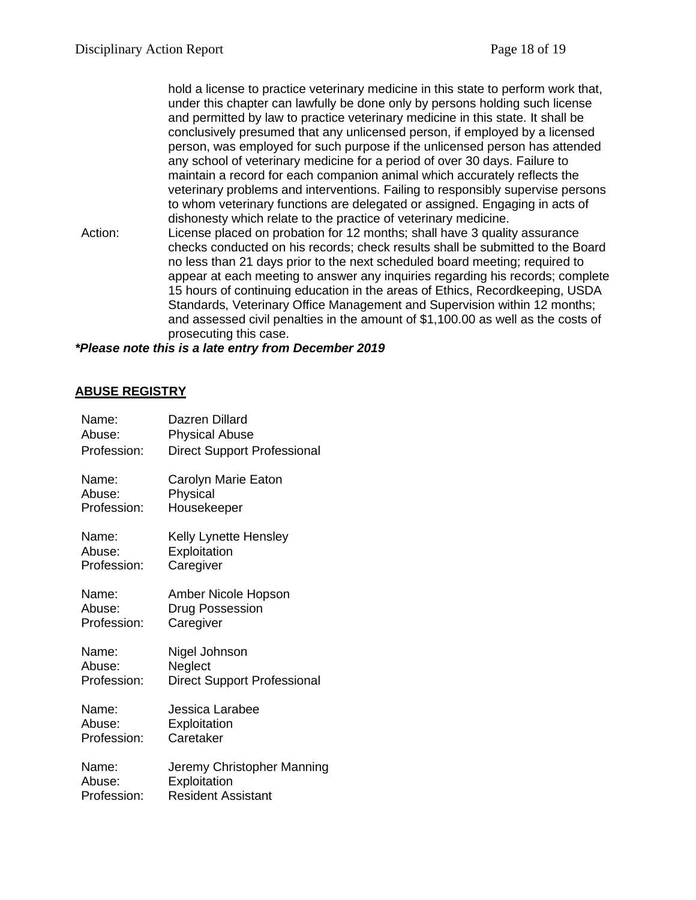hold a license to practice veterinary medicine in this state to perform work that, under this chapter can lawfully be done only by persons holding such license and permitted by law to practice veterinary medicine in this state. It shall be conclusively presumed that any unlicensed person, if employed by a licensed person, was employed for such purpose if the unlicensed person has attended any school of veterinary medicine for a period of over 30 days. Failure to maintain a record for each companion animal which accurately reflects the veterinary problems and interventions. Failing to responsibly supervise persons to whom veterinary functions are delegated or assigned. Engaging in acts of dishonesty which relate to the practice of veterinary medicine.

Action: License placed on probation for 12 months; shall have 3 quality assurance checks conducted on his records; check results shall be submitted to the Board no less than 21 days prior to the next scheduled board meeting; required to appear at each meeting to answer any inquiries regarding his records; complete 15 hours of continuing education in the areas of Ethics, Recordkeeping, USDA Standards, Veterinary Office Management and Supervision within 12 months; and assessed civil penalties in the amount of $1,100.00 as well as the costs of prosecuting this case.

***Please note this is a late entry from December 2019***

## ABUSE REGISTRY

Name: Dazren Dillard
Abuse: Physical Abuse
Profession: Direct Support Professional

Name: Carolyn Marie Eaton
Abuse: Physical
Profession: Housekeeper

Name: Kelly Lynette Hensley
Abuse: Exploitation
Profession: Caregiver

Name: Amber Nicole Hopson
Abuse: Drug Possession
Profession: Caregiver

Name: Nigel Johnson
Abuse: Neglect
Profession: Direct Support Professional

Name: Jessica Larabee
Abuse: Exploitation
Profession: Caretaker

Name: Jeremy Christopher Manning
Abuse: Exploitation
Profession: Resident Assistant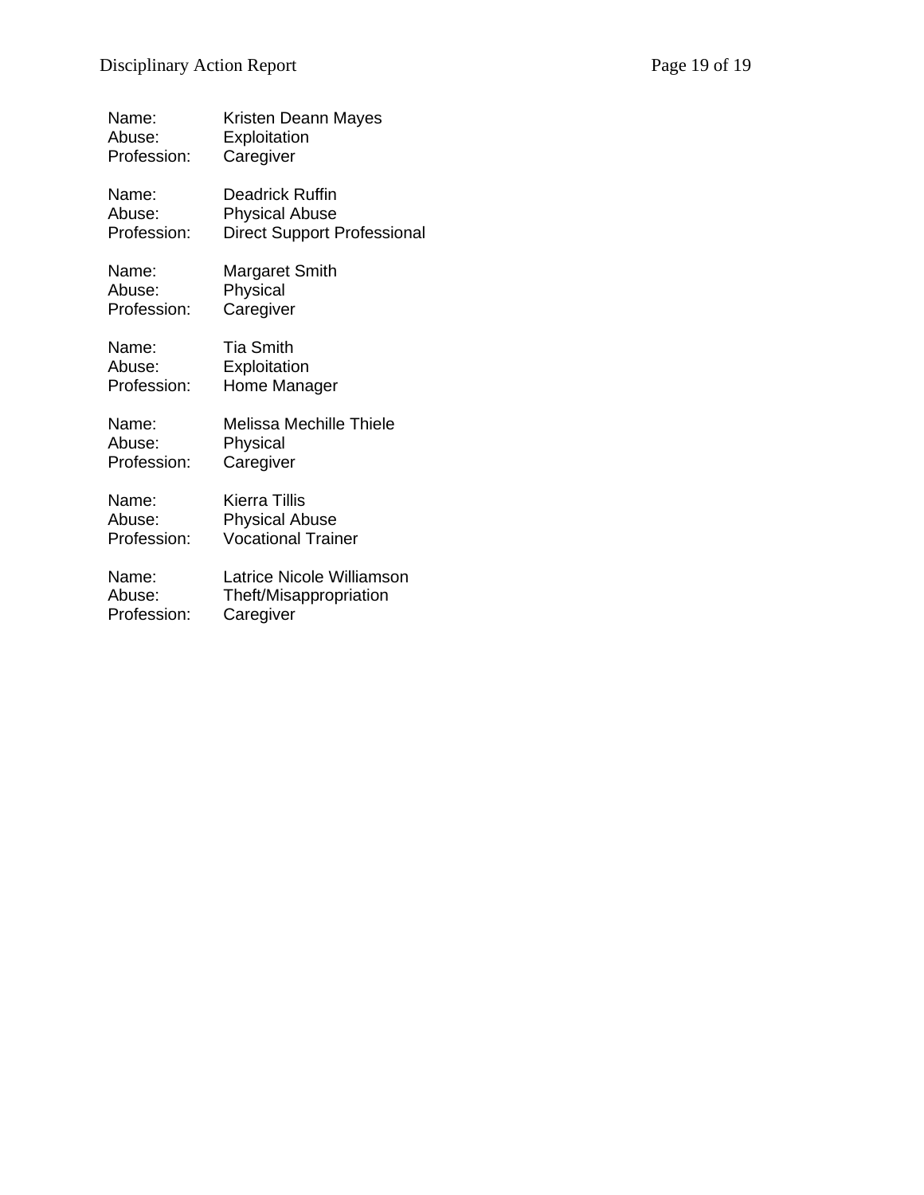Name: Kristen Deann Mayes
Abuse: Exploitation
Profession: Caregiver

Name: Deadrick Ruffin
Abuse: Physical Abuse
Profession: Direct Support Professional

Name: Margaret Smith
Abuse: Physical
Profession: Caregiver

Name: Tia Smith
Abuse: Exploitation
Profession: Home Manager

Name: Melissa Mechille Thiele
Abuse: Physical
Profession: Caregiver

Name: Kierra Tillis
Abuse: Physical Abuse
Profession: Vocational Trainer

Name: Latrice Nicole Williamson
Abuse: Theft/Misappropriation
Profession: Caregiver